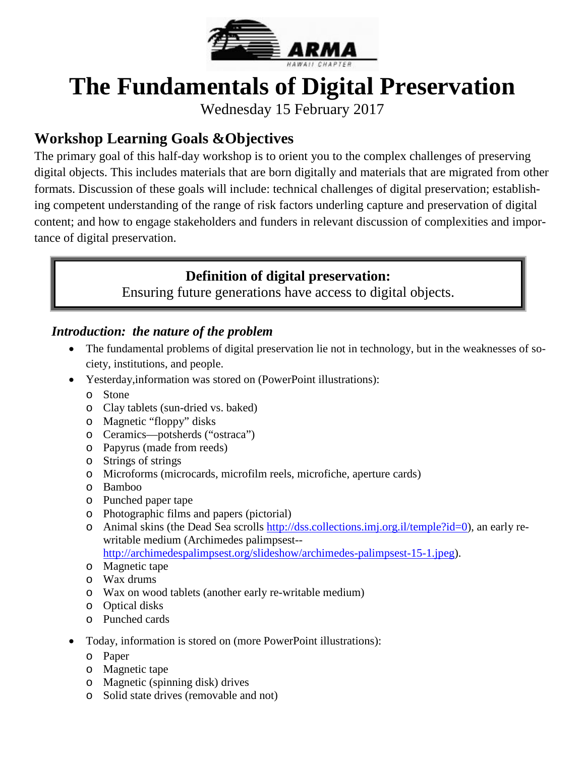# The Fundamentals of Digital Preservation

Wednesday 15 February 2017

## Workshop Learning Goals &Objectives

The primary goal of this half-day workshop is to orient you to the complex challenges of preserving digital objects. This includes materials that are born digitally and materials that are migrated from other formats. Discussion of these goals will include: technical challenges of digital preservation; establishing competent understanding of the range of risk factors underling capture and preservation of digital content; and how to engage stakeholders and funders in relevant discussion of complexities and importance of digital preservation.

**Definition of digital preservation:**
Ensuring future generations have access to digital objects.

### *Introduction: the nature of the problem*

- The fundamental problems of digital preservation lie not in technology, but in the weaknesses of society, institutions, and people.
- Yesterday,information was stored on (PowerPoint illustrations):
  - Stone
  - Clay tablets (sun-dried vs. baked)
  - Magnetic "floppy" disks
  - Ceramics—potsherds ("ostraca")
  - Papyrus (made from reeds)
  - Strings of strings
  - Microforms (microcards, microfilm reels, microfiche, aperture cards)
  - Bamboo
  - Punched paper tape
  - Photographic films and papers (pictorial)
  - Animal skins (the Dead Sea scrolls http://dss.collections.imj.org.il/temple?id=0), an early re-writable medium (Archimedes palimpsest--http://archimedespalimpsest.org/slideshow/archimedes-palimpsest-15-1.jpeg).
  - Magnetic tape
  - Wax drums
  - Wax on wood tablets (another early re-writable medium)
  - Optical disks
  - Punched cards
- Today, information is stored on (more PowerPoint illustrations):
  - Paper
  - Magnetic tape
  - Magnetic (spinning disk) drives
  - Solid state drives (removable and not)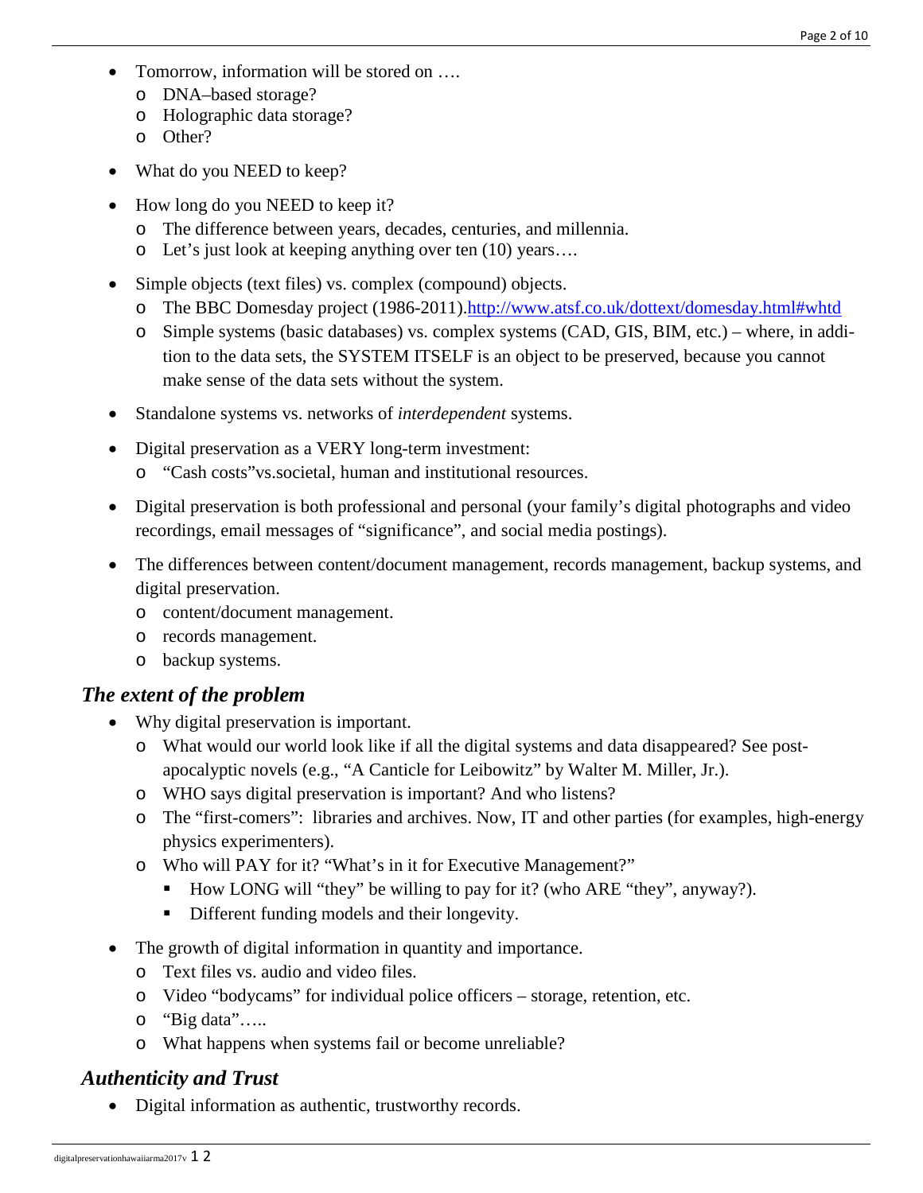- Tomorrow, information will be stored on ….
  - DNA–based storage?
  - Holographic data storage?
  - Other?

- What do you NEED to keep?

- How long do you NEED to keep it?
  - The difference between years, decades, centuries, and millennia.
  - Let's just look at keeping anything over ten (10) years….

- Simple objects (text files) vs. complex (compound) objects.
  - The BBC Domesday project (1986-2011).[http://www.atsf.co.uk/dottext/domesday.html#whtd](http://www.atsf.co.uk/dottext/domesday.html#whtd)
  - Simple systems (basic databases) vs. complex systems (CAD, GIS, BIM, etc.) – where, in addition to the data sets, the SYSTEM ITSELF is an object to be preserved, because you cannot make sense of the data sets without the system.

- Standalone systems vs. networks of *interdependent* systems.

- Digital preservation as a VERY long-term investment:
  - "Cash costs"vs.societal, human and institutional resources.

- Digital preservation is both professional and personal (your family's digital photographs and video recordings, email messages of "significance", and social media postings).

- The differences between content/document management, records management, backup systems, and digital preservation.
  - content/document management.
  - records management.
  - backup systems.

## *The extent of the problem*

- Why digital preservation is important.
  - What would our world look like if all the digital systems and data disappeared? See post-apocalyptic novels (e.g., "A Canticle for Leibowitz" by Walter M. Miller, Jr.).
  - WHO says digital preservation is important? And who listens?
  - The "first-comers": libraries and archives. Now, IT and other parties (for examples, high-energy physics experimenters).
  - Who will PAY for it? "What's in it for Executive Management?"
    - How LONG will "they" be willing to pay for it? (who ARE "they", anyway?).
    - Different funding models and their longevity.

- The growth of digital information in quantity and importance.
  - Text files vs. audio and video files.
  - Video "bodycams" for individual police officers – storage, retention, etc.
  - "Big data"…..
  - What happens when systems fail or become unreliable?

## *Authenticity and Trust*

- Digital information as authentic, trustworthy records.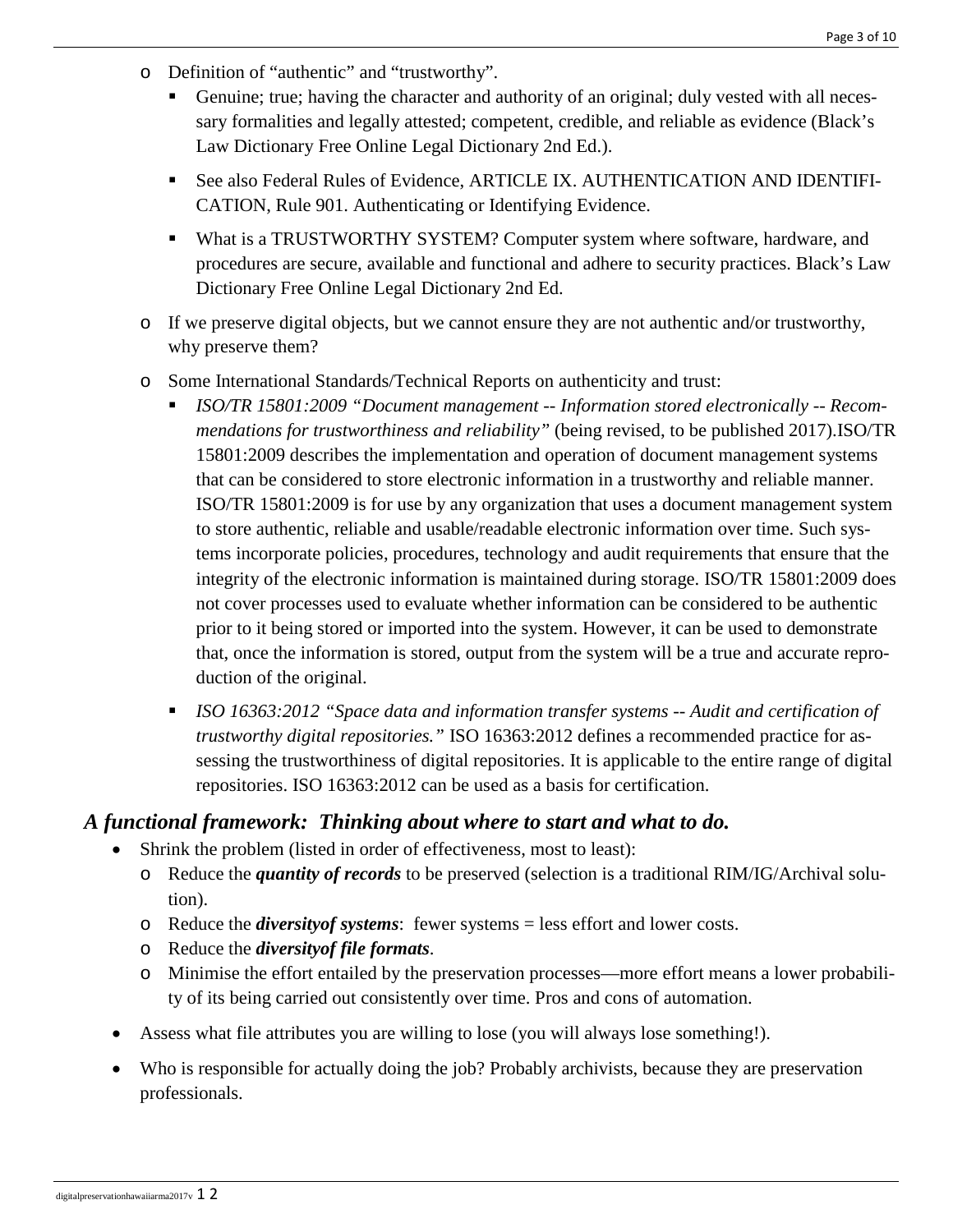- Definition of "authentic" and "trustworthy".
  - Genuine; true; having the character and authority of an original; duly vested with all necessary formalities and legally attested; competent, credible, and reliable as evidence (Black's Law Dictionary Free Online Legal Dictionary 2nd Ed.).
  - See also Federal Rules of Evidence, ARTICLE IX. AUTHENTICATION AND IDENTIFICATION, Rule 901. Authenticating or Identifying Evidence.
  - What is a TRUSTWORTHY SYSTEM? Computer system where software, hardware, and procedures are secure, available and functional and adhere to security practices. Black's Law Dictionary Free Online Legal Dictionary 2nd Ed.
- If we preserve digital objects, but we cannot ensure they are not authentic and/or trustworthy, why preserve them?
- Some International Standards/Technical Reports on authenticity and trust:
  - *ISO/TR 15801:2009 "Document management -- Information stored electronically -- Recommendations for trustworthiness and reliability"* (being revised, to be published 2017).ISO/TR 15801:2009 describes the implementation and operation of document management systems that can be considered to store electronic information in a trustworthy and reliable manner. ISO/TR 15801:2009 is for use by any organization that uses a document management system to store authentic, reliable and usable/readable electronic information over time. Such systems incorporate policies, procedures, technology and audit requirements that ensure that the integrity of the electronic information is maintained during storage. ISO/TR 15801:2009 does not cover processes used to evaluate whether information can be considered to be authentic prior to it being stored or imported into the system. However, it can be used to demonstrate that, once the information is stored, output from the system will be a true and accurate reproduction of the original.
  - *ISO 16363:2012 "Space data and information transfer systems -- Audit and certification of trustworthy digital repositories."* ISO 16363:2012 defines a recommended practice for assessing the trustworthiness of digital repositories. It is applicable to the entire range of digital repositories. ISO 16363:2012 can be used as a basis for certification.

## *A functional framework: Thinking about where to start and what to do.*

- Shrink the problem (listed in order of effectiveness, most to least):
  - Reduce the ***quantity of records*** to be preserved (selection is a traditional RIM/IG/Archival solution).
  - Reduce the ***diversityof systems***: fewer systems = less effort and lower costs.
  - Reduce the ***diversityof file formats***.
  - Minimise the effort entailed by the preservation processes—more effort means a lower probability of its being carried out consistently over time. Pros and cons of automation.
- Assess what file attributes you are willing to lose (you will always lose something!).
- Who is responsible for actually doing the job? Probably archivists, because they are preservation professionals.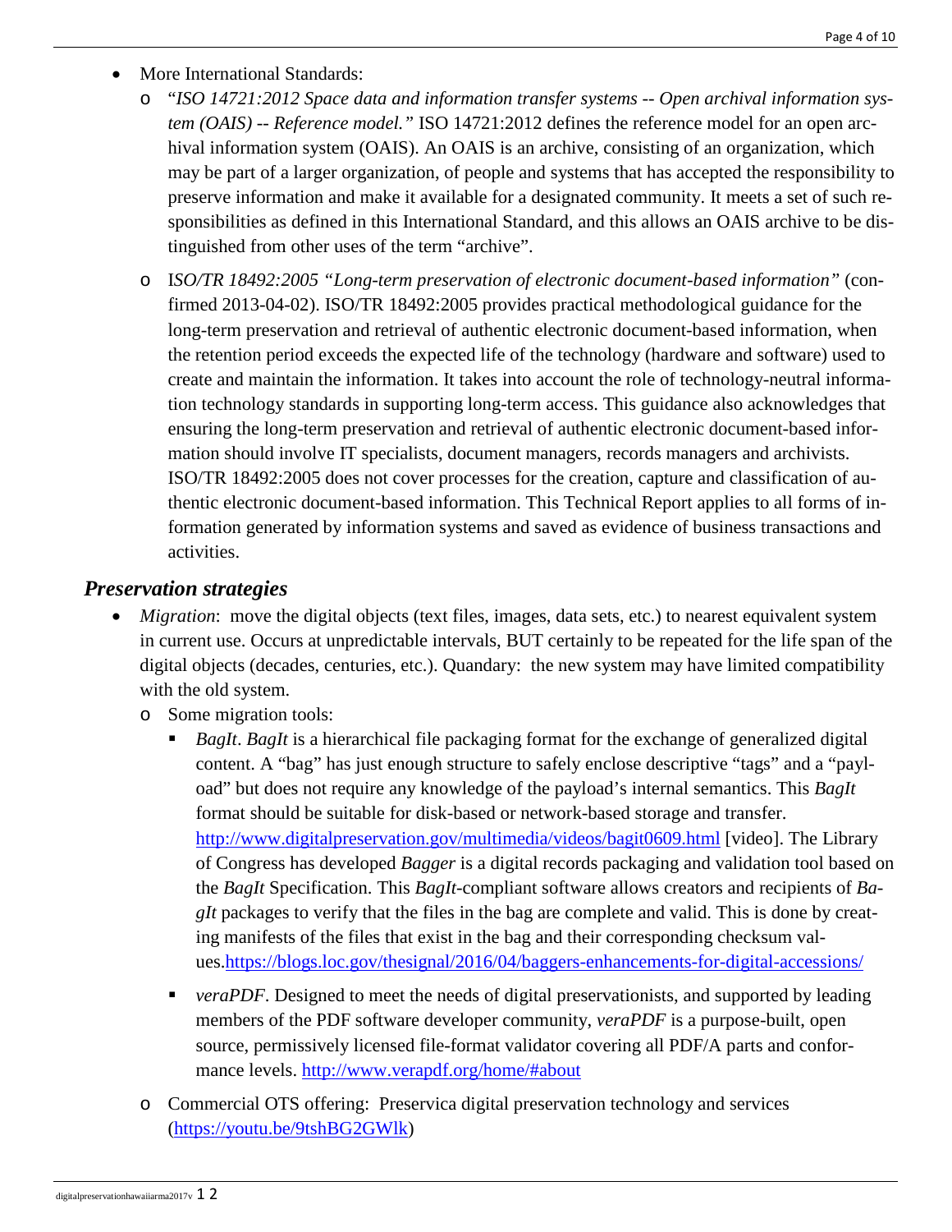- More International Standards:
  - "*ISO 14721:2012 Space data and information transfer systems -- Open archival information system (OAIS) -- Reference model."* ISO 14721:2012 defines the reference model for an open archival information system (OAIS). An OAIS is an archive, consisting of an organization, which may be part of a larger organization, of people and systems that has accepted the responsibility to preserve information and make it available for a designated community. It meets a set of such responsibilities as defined in this International Standard, and this allows an OAIS archive to be distinguished from other uses of the term "archive".
  - I*SO/TR 18492:2005 "Long-term preservation of electronic document-based information"* (confirmed 2013-04-02). ISO/TR 18492:2005 provides practical methodological guidance for the long-term preservation and retrieval of authentic electronic document-based information, when the retention period exceeds the expected life of the technology (hardware and software) used to create and maintain the information. It takes into account the role of technology-neutral information technology standards in supporting long-term access. This guidance also acknowledges that ensuring the long-term preservation and retrieval of authentic electronic document-based information should involve IT specialists, document managers, records managers and archivists. ISO/TR 18492:2005 does not cover processes for the creation, capture and classification of authentic electronic document-based information. This Technical Report applies to all forms of information generated by information systems and saved as evidence of business transactions and activities.

### *Preservation strategies*

- *Migration*: move the digital objects (text files, images, data sets, etc.) to nearest equivalent system in current use. Occurs at unpredictable intervals, BUT certainly to be repeated for the life span of the digital objects (decades, centuries, etc.). Quandary: the new system may have limited compatibility with the old system.
  - Some migration tools:
    - *BagIt*. *BagIt* is a hierarchical file packaging format for the exchange of generalized digital content. A "bag" has just enough structure to safely enclose descriptive "tags" and a "payload" but does not require any knowledge of the payload's internal semantics. This *BagIt* format should be suitable for disk-based or network-based storage and transfer. http://www.digitalpreservation.gov/multimedia/videos/bagit0609.html [video]. The Library of Congress has developed *Bagger* is a digital records packaging and validation tool based on the *BagIt* Specification. This *BagIt*-compliant software allows creators and recipients of *BagIt* packages to verify that the files in the bag are complete and valid. This is done by creating manifests of the files that exist in the bag and their corresponding checksum values.https://blogs.loc.gov/thesignal/2016/04/baggers-enhancements-for-digital-accessions/
    - *veraPDF*. Designed to meet the needs of digital preservationists, and supported by leading members of the PDF software developer community, *veraPDF* is a purpose-built, open source, permissively licensed file-format validator covering all PDF/A parts and conformance levels. http://www.verapdf.org/home/#about
  - Commercial OTS offering: Preservica digital preservation technology and services (https://youtu.be/9tshBG2GWlk)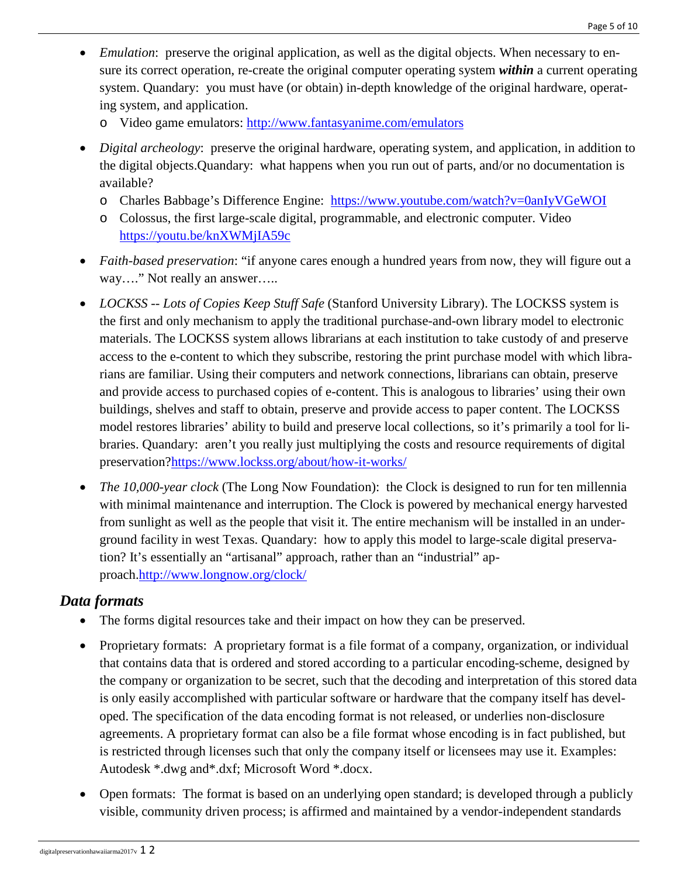- *Emulation*: preserve the original application, as well as the digital objects. When necessary to ensure its correct operation, re-create the original computer operating system ***within*** a current operating system. Quandary: you must have (or obtain) in-depth knowledge of the original hardware, operating system, and application.
  - Video game emulators: [http://www.fantasyanime.com/emulators](http://www.fantasyanime.com/emulators)
- *Digital archeology*: preserve the original hardware, operating system, and application, in addition to the digital objects.Quandary: what happens when you run out of parts, and/or no documentation is available?
  - Charles Babbage's Difference Engine: [https://www.youtube.com/watch?v=0anIyVGeWOI](https://www.youtube.com/watch?v=0anIyVGeWOI)
  - Colossus, the first large-scale digital, programmable, and electronic computer. Video [https://youtu.be/knXWMjIA59c](https://youtu.be/knXWMjIA59c)
- *Faith-based preservation*: "if anyone cares enough a hundred years from now, they will figure out a way…." Not really an answer…..
- *LOCKSS -- Lots of Copies Keep Stuff Safe* (Stanford University Library). The LOCKSS system is the first and only mechanism to apply the traditional purchase-and-own library model to electronic materials. The LOCKSS system allows librarians at each institution to take custody of and preserve access to the e-content to which they subscribe, restoring the print purchase model with which librarians are familiar. Using their computers and network connections, librarians can obtain, preserve and provide access to purchased copies of e-content. This is analogous to libraries' using their own buildings, shelves and staff to obtain, preserve and provide access to paper content. The LOCKSS model restores libraries' ability to build and preserve local collections, so it's primarily a tool for libraries. Quandary: aren't you really just multiplying the costs and resource requirements of digital preservation?[https://www.lockss.org/about/how-it-works/](https://www.lockss.org/about/how-it-works/)
- *The 10,000-year clock* (The Long Now Foundation): the Clock is designed to run for ten millennia with minimal maintenance and interruption. The Clock is powered by mechanical energy harvested from sunlight as well as the people that visit it. The entire mechanism will be installed in an underground facility in west Texas. Quandary: how to apply this model to large-scale digital preservation? It's essentially an "artisanal" approach, rather than an "industrial" approach.[http://www.longnow.org/clock/](http://www.longnow.org/clock/)

## *Data formats*

- The forms digital resources take and their impact on how they can be preserved.
- Proprietary formats: A proprietary format is a file format of a company, organization, or individual that contains data that is ordered and stored according to a particular encoding-scheme, designed by the company or organization to be secret, such that the decoding and interpretation of this stored data is only easily accomplished with particular software or hardware that the company itself has developed. The specification of the data encoding format is not released, or underlies non-disclosure agreements. A proprietary format can also be a file format whose encoding is in fact published, but is restricted through licenses such that only the company itself or licensees may use it. Examples: Autodesk *.dwg and*.dxf; Microsoft Word *.docx.
- Open formats: The format is based on an underlying open standard; is developed through a publicly visible, community driven process; is affirmed and maintained by a vendor-independent standards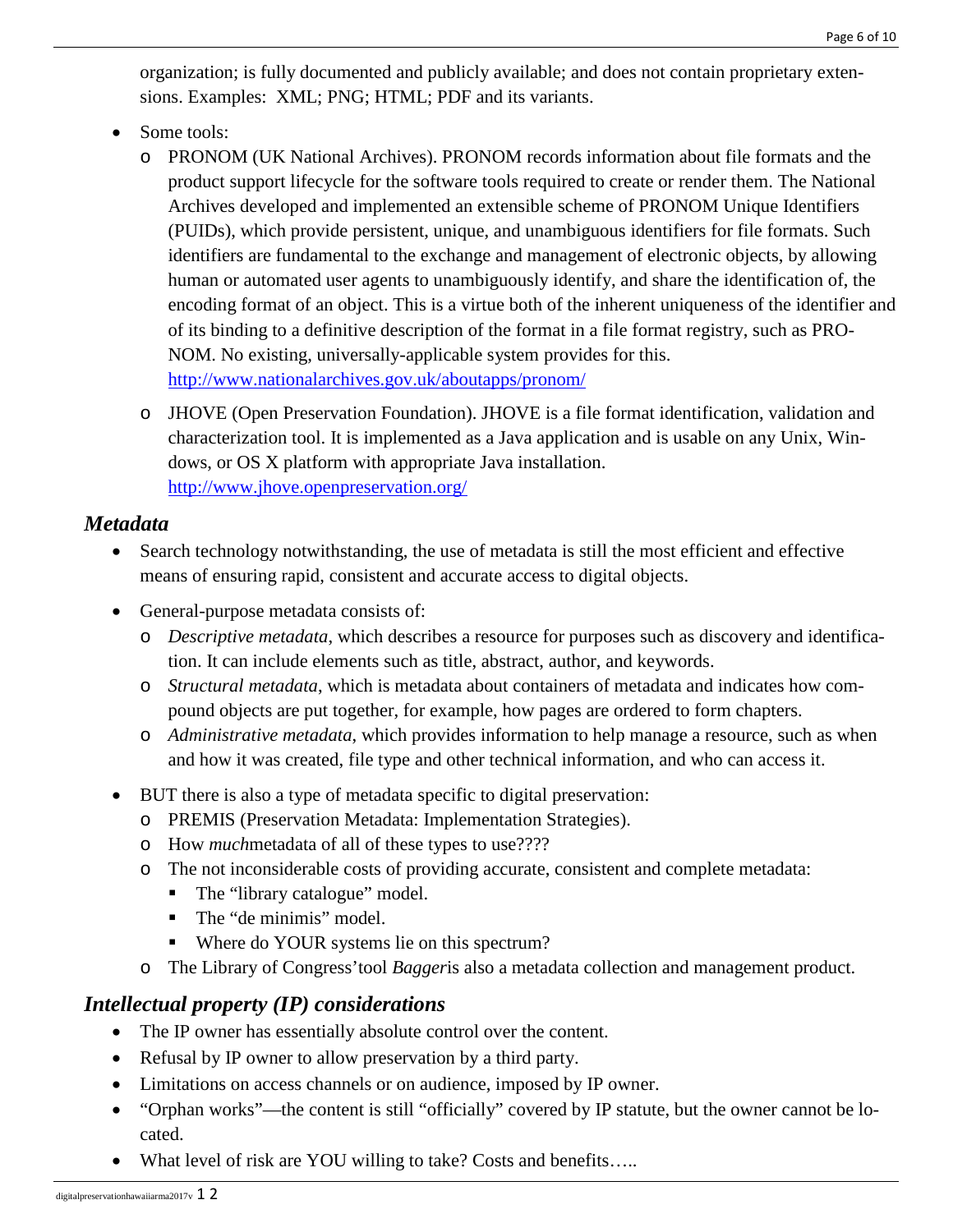organization; is fully documented and publicly available; and does not contain proprietary extensions. Examples: XML; PNG; HTML; PDF and its variants.

- Some tools:
  - PRONOM (UK National Archives). PRONOM records information about file formats and the product support lifecycle for the software tools required to create or render them. The National Archives developed and implemented an extensible scheme of PRONOM Unique Identifiers (PUIDs), which provide persistent, unique, and unambiguous identifiers for file formats. Such identifiers are fundamental to the exchange and management of electronic objects, by allowing human or automated user agents to unambiguously identify, and share the identification of, the encoding format of an object. This is a virtue both of the inherent uniqueness of the identifier and of its binding to a definitive description of the format in a file format registry, such as PRONOM. No existing, universally-applicable system provides for this. http://www.nationalarchives.gov.uk/aboutapps/pronom/
  - JHOVE (Open Preservation Foundation). JHOVE is a file format identification, validation and characterization tool. It is implemented as a Java application and is usable on any Unix, Windows, or OS X platform with appropriate Java installation. http://www.jhove.openpreservation.org/

## *Metadata*

- Search technology notwithstanding, the use of metadata is still the most efficient and effective means of ensuring rapid, consistent and accurate access to digital objects.
- General-purpose metadata consists of:
  - *Descriptive metadata*, which describes a resource for purposes such as discovery and identification. It can include elements such as title, abstract, author, and keywords.
  - *Structural metadata*, which is metadata about containers of metadata and indicates how compound objects are put together, for example, how pages are ordered to form chapters.
  - *Administrative metadata*, which provides information to help manage a resource, such as when and how it was created, file type and other technical information, and who can access it.
- BUT there is also a type of metadata specific to digital preservation:
  - PREMIS (Preservation Metadata: Implementation Strategies).
  - How *much*metadata of all of these types to use????
  - The not inconsiderable costs of providing accurate, consistent and complete metadata:
    - The "library catalogue" model.
    - The "de minimis" model.
    - Where do YOUR systems lie on this spectrum?
  - The Library of Congress'tool *Bagger*is also a metadata collection and management product.

## *Intellectual property (IP) considerations*

- The IP owner has essentially absolute control over the content.
- Refusal by IP owner to allow preservation by a third party.
- Limitations on access channels or on audience, imposed by IP owner.
- "Orphan works"—the content is still "officially" covered by IP statute, but the owner cannot be located.
- What level of risk are YOU willing to take? Costs and benefits…..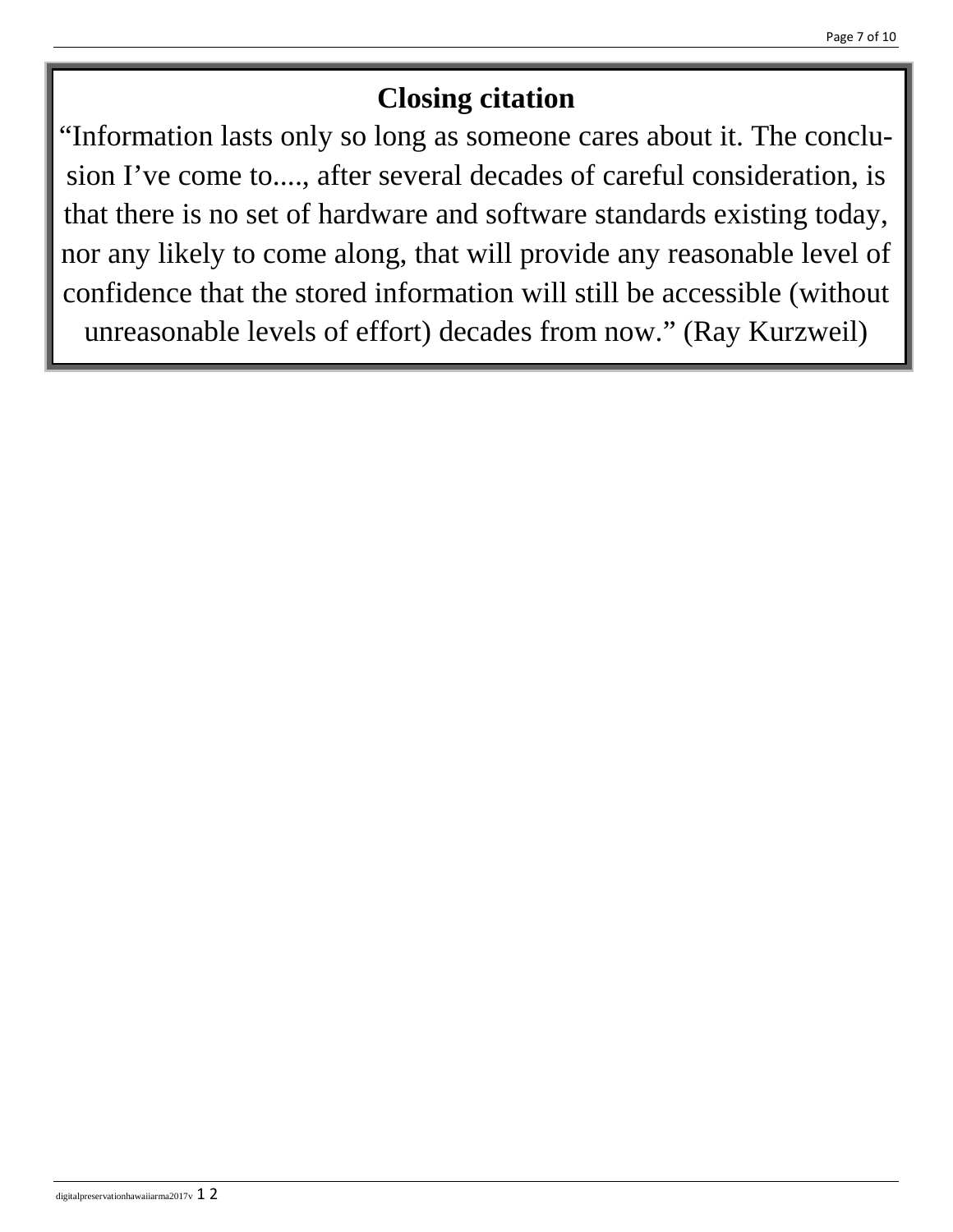**Closing citation**

"Information lasts only so long as someone cares about it. The conclusion I've come to...., after several decades of careful consideration, is that there is no set of hardware and software standards existing today, nor any likely to come along, that will provide any reasonable level of confidence that the stored information will still be accessible (without unreasonable levels of effort) decades from now." (Ray Kurzweil)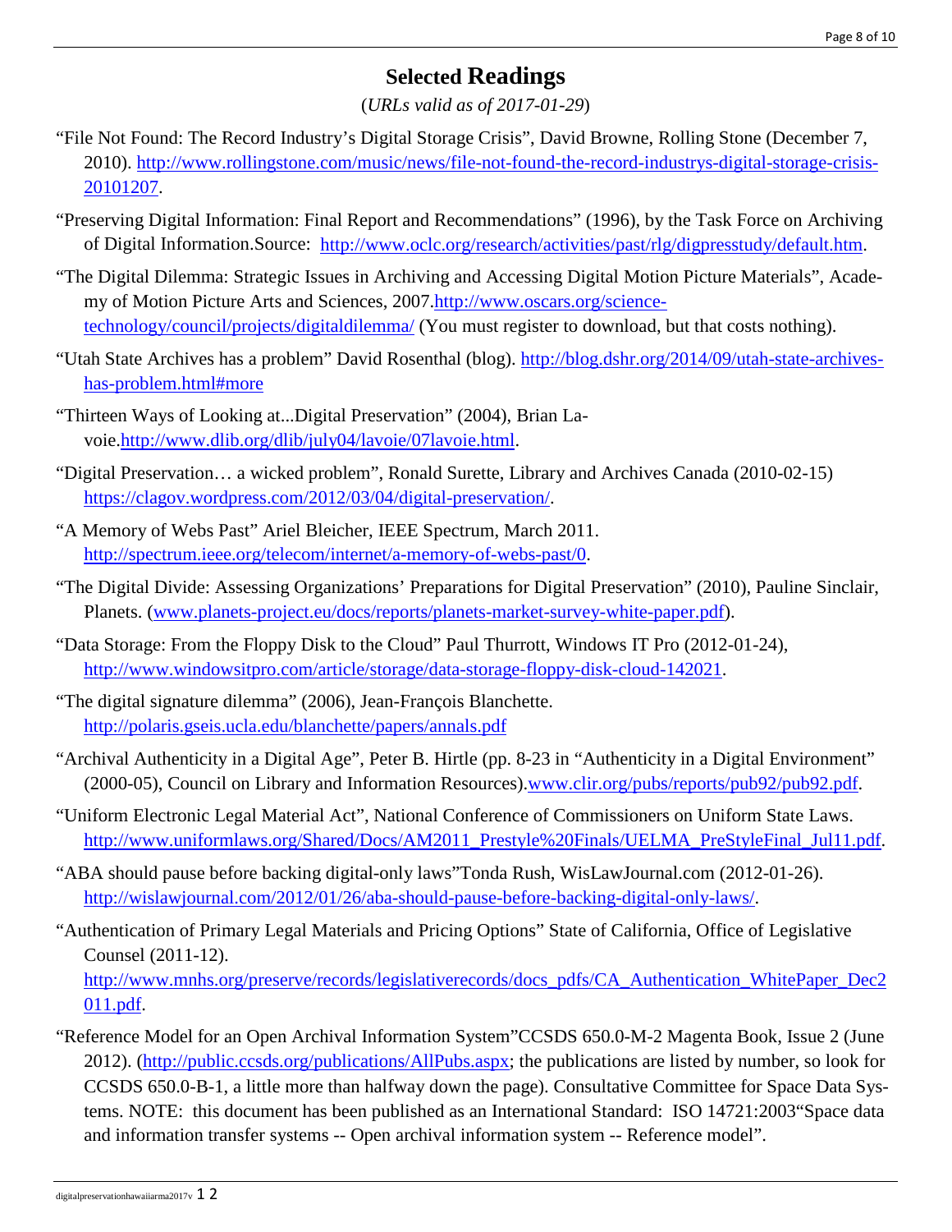# Selected Readings

(*URLs valid as of 2017-01-29*)

"File Not Found: The Record Industry's Digital Storage Crisis", David Browne, Rolling Stone (December 7, 2010). http://www.rollingstone.com/music/news/file-not-found-the-record-industrys-digital-storage-crisis-20101207.

"Preserving Digital Information: Final Report and Recommendations" (1996), by the Task Force on Archiving of Digital Information.Source: http://www.oclc.org/research/activities/past/rlg/digpresstudy/default.htm.

"The Digital Dilemma: Strategic Issues in Archiving and Accessing Digital Motion Picture Materials", Academy of Motion Picture Arts and Sciences, 2007.http://www.oscars.org/science-technology/council/projects/digitaldilemma/ (You must register to download, but that costs nothing).

"Utah State Archives has a problem" David Rosenthal (blog). http://blog.dshr.org/2014/09/utah-state-archives-has-problem.html#more

"Thirteen Ways of Looking at...Digital Preservation" (2004), Brian Lavoie.http://www.dlib.org/dlib/july04/lavoie/07lavoie.html.

"Digital Preservation… a wicked problem", Ronald Surette, Library and Archives Canada (2010-02-15) https://clagov.wordpress.com/2012/03/04/digital-preservation/.

"A Memory of Webs Past" Ariel Bleicher, IEEE Spectrum, March 2011. http://spectrum.ieee.org/telecom/internet/a-memory-of-webs-past/0.

"The Digital Divide: Assessing Organizations' Preparations for Digital Preservation" (2010), Pauline Sinclair, Planets. (www.planets-project.eu/docs/reports/planets-market-survey-white-paper.pdf).

"Data Storage: From the Floppy Disk to the Cloud" Paul Thurrott, Windows IT Pro (2012-01-24), http://www.windowsitpro.com/article/storage/data-storage-floppy-disk-cloud-142021.

"The digital signature dilemma" (2006), Jean-François Blanchette. http://polaris.gseis.ucla.edu/blanchette/papers/annals.pdf

"Archival Authenticity in a Digital Age", Peter B. Hirtle (pp. 8-23 in "Authenticity in a Digital Environment" (2000-05), Council on Library and Information Resources).www.clir.org/pubs/reports/pub92/pub92.pdf.

"Uniform Electronic Legal Material Act", National Conference of Commissioners on Uniform State Laws. http://www.uniformlaws.org/Shared/Docs/AM2011_Prestyle%20Finals/UELMA_PreStyleFinal_Jul11.pdf.

"ABA should pause before backing digital-only laws"Tonda Rush, WisLawJournal.com (2012-01-26). http://wislawjournal.com/2012/01/26/aba-should-pause-before-backing-digital-only-laws/.

"Authentication of Primary Legal Materials and Pricing Options" State of California, Office of Legislative Counsel (2011-12). http://www.mnhs.org/preserve/records/legislativerecords/docs_pdfs/CA_Authentication_WhitePaper_Dec2011.pdf.

"Reference Model for an Open Archival Information System"CCSDS 650.0-M-2 Magenta Book, Issue 2 (June 2012). (http://public.ccsds.org/publications/AllPubs.aspx; the publications are listed by number, so look for CCSDS 650.0-B-1, a little more than halfway down the page). Consultative Committee for Space Data Systems. NOTE: this document has been published as an International Standard: ISO 14721:2003"Space data and information transfer systems -- Open archival information system -- Reference model".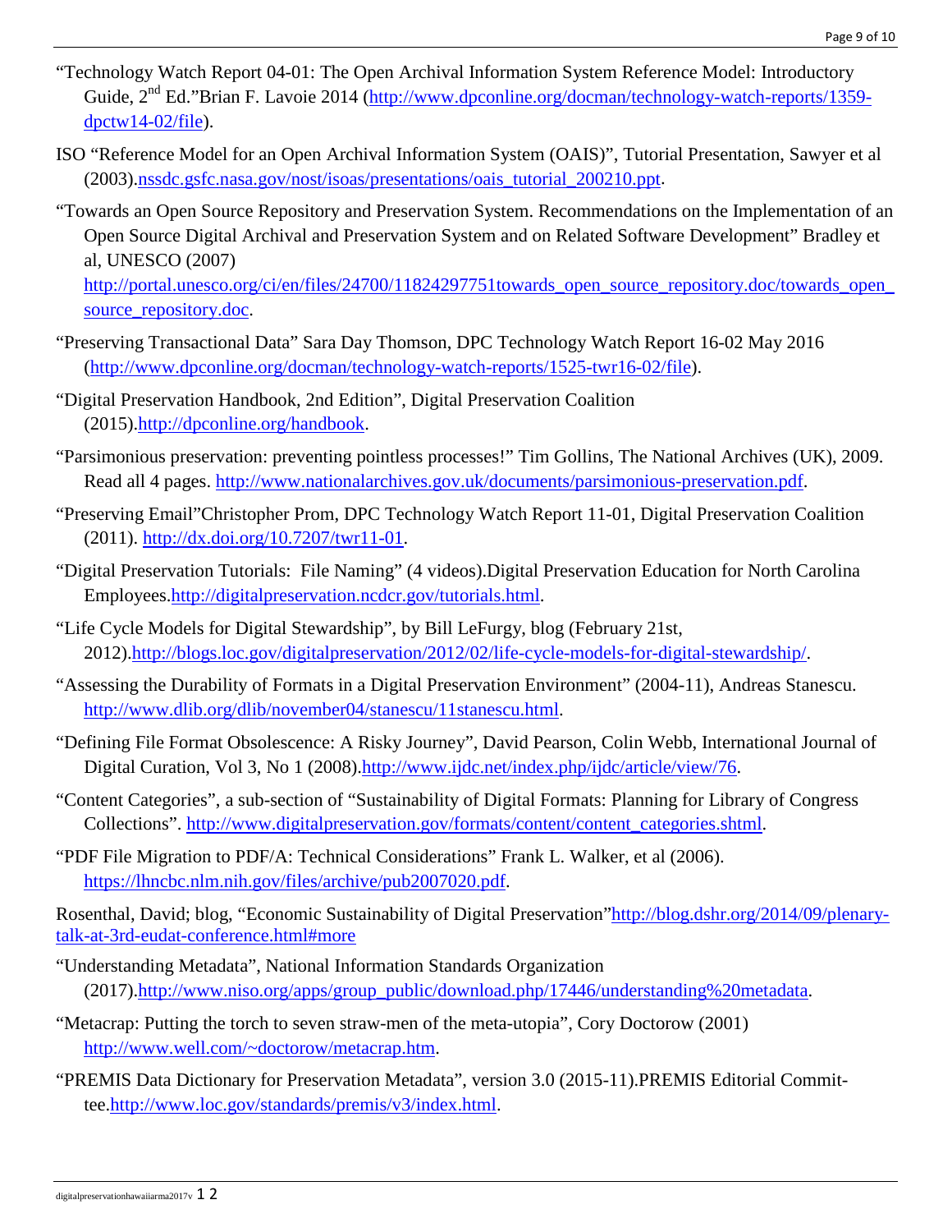"Technology Watch Report 04-01: The Open Archival Information System Reference Model: Introductory Guide, 2nd Ed."Brian F. Lavoie 2014 (http://www.dpconline.org/docman/technology-watch-reports/1359-dpctw14-02/file).

ISO "Reference Model for an Open Archival Information System (OAIS)", Tutorial Presentation, Sawyer et al (2003).nssdc.gsfc.nasa.gov/nost/isoas/presentations/oais_tutorial_200210.ppt.

"Towards an Open Source Repository and Preservation System. Recommendations on the Implementation of an Open Source Digital Archival and Preservation System and on Related Software Development" Bradley et al, UNESCO (2007) http://portal.unesco.org/ci/en/files/24700/11824297751towards_open_source_repository.doc/towards_open_source_repository.doc.

"Preserving Transactional Data" Sara Day Thomson, DPC Technology Watch Report 16-02 May 2016 (http://www.dpconline.org/docman/technology-watch-reports/1525-twr16-02/file).

"Digital Preservation Handbook, 2nd Edition", Digital Preservation Coalition (2015).http://dpconline.org/handbook.

"Parsimonious preservation: preventing pointless processes!" Tim Gollins, The National Archives (UK), 2009. Read all 4 pages. http://www.nationalarchives.gov.uk/documents/parsimonious-preservation.pdf.

"Preserving Email"Christopher Prom, DPC Technology Watch Report 11-01, Digital Preservation Coalition (2011). http://dx.doi.org/10.7207/twr11-01.

"Digital Preservation Tutorials: File Naming" (4 videos).Digital Preservation Education for North Carolina Employees.http://digitalpreservation.ncdcr.gov/tutorials.html.

"Life Cycle Models for Digital Stewardship", by Bill LeFurgy, blog (February 21st, 2012).http://blogs.loc.gov/digitalpreservation/2012/02/life-cycle-models-for-digital-stewardship/.

"Assessing the Durability of Formats in a Digital Preservation Environment" (2004-11), Andreas Stanescu. http://www.dlib.org/dlib/november04/stanescu/11stanescu.html.

"Defining File Format Obsolescence: A Risky Journey", David Pearson, Colin Webb, International Journal of Digital Curation, Vol 3, No 1 (2008).http://www.ijdc.net/index.php/ijdc/article/view/76.

"Content Categories", a sub-section of "Sustainability of Digital Formats: Planning for Library of Congress Collections". http://www.digitalpreservation.gov/formats/content/content_categories.shtml.

"PDF File Migration to PDF/A: Technical Considerations" Frank L. Walker, et al (2006). https://lhncbc.nlm.nih.gov/files/archive/pub2007020.pdf.

Rosenthal, David; blog, "Economic Sustainability of Digital Preservation"http://blog.dshr.org/2014/09/plenary-talk-at-3rd-eudat-conference.html#more

"Understanding Metadata", National Information Standards Organization (2017).http://www.niso.org/apps/group_public/download.php/17446/understanding%20metadata.

"Metacrap: Putting the torch to seven straw-men of the meta-utopia", Cory Doctorow (2001) http://www.well.com/~doctorow/metacrap.htm.

"PREMIS Data Dictionary for Preservation Metadata", version 3.0 (2015-11).PREMIS Editorial Committee.http://www.loc.gov/standards/premis/v3/index.html.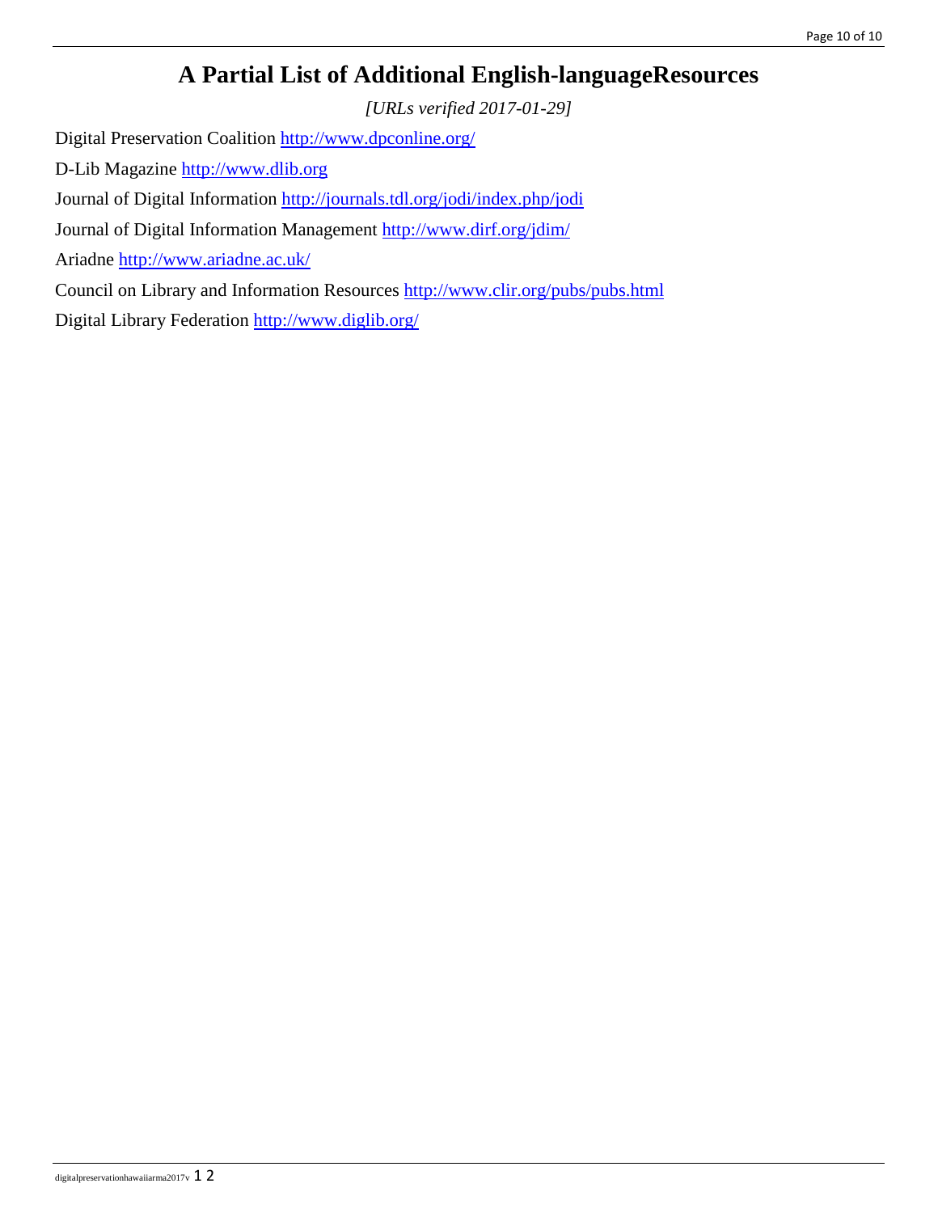# A Partial List of Additional English-languageResources

*[URLs verified 2017-01-29]*

Digital Preservation Coalition http://www.dpconline.org/

D-Lib Magazine http://www.dlib.org

Journal of Digital Information http://journals.tdl.org/jodi/index.php/jodi

Journal of Digital Information Management http://www.dirf.org/jdim/

Ariadne http://www.ariadne.ac.uk/

Council on Library and Information Resources http://www.clir.org/pubs/pubs.html

Digital Library Federation http://www.diglib.org/